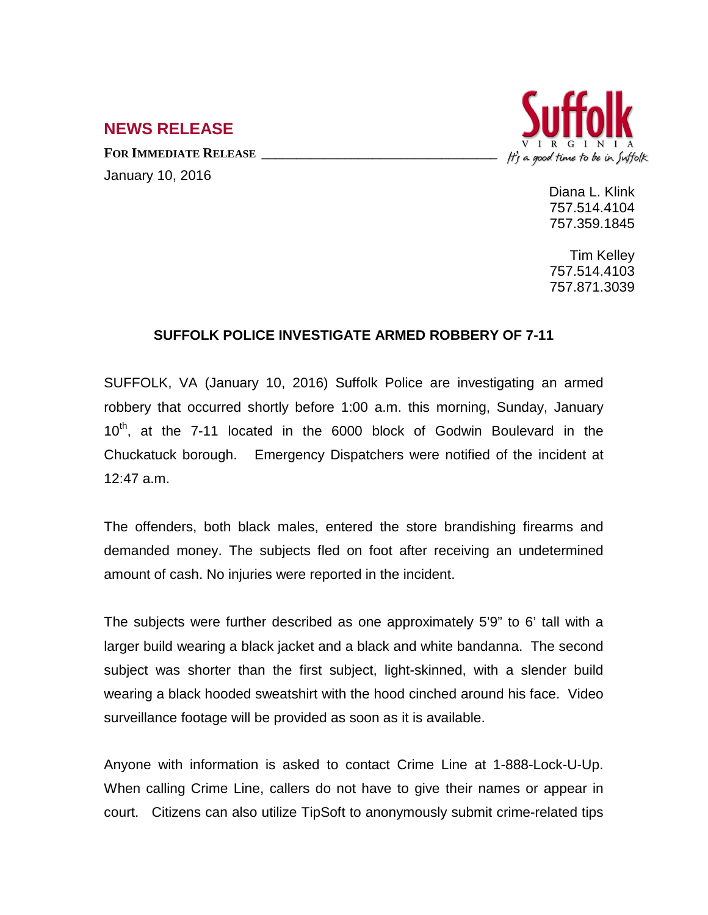## NEWS RELEASE

**FOR IMMEDIATE RELEASE**

January 10, 2016

Diana L. Klink
757.514.4104
757.359.1845

Tim Kelley
757.514.4103
757.871.3039

### SUFFOLK POLICE INVESTIGATE ARMED ROBBERY OF 7-11

SUFFOLK, VA (January 10, 2016) Suffolk Police are investigating an armed robbery that occurred shortly before 1:00 a.m. this morning, Sunday, January 10th, at the 7-11 located in the 6000 block of Godwin Boulevard in the Chuckatuck borough. Emergency Dispatchers were notified of the incident at 12:47 a.m.

The offenders, both black males, entered the store brandishing firearms and demanded money. The subjects fled on foot after receiving an undetermined amount of cash. No injuries were reported in the incident.

The subjects were further described as one approximately 5'9" to 6' tall with a larger build wearing a black jacket and a black and white bandanna. The second subject was shorter than the first subject, light-skinned, with a slender build wearing a black hooded sweatshirt with the hood cinched around his face. Video surveillance footage will be provided as soon as it is available.

Anyone with information is asked to contact Crime Line at 1-888-Lock-U-Up. When calling Crime Line, callers do not have to give their names or appear in court. Citizens can also utilize TipSoft to anonymously submit crime-related tips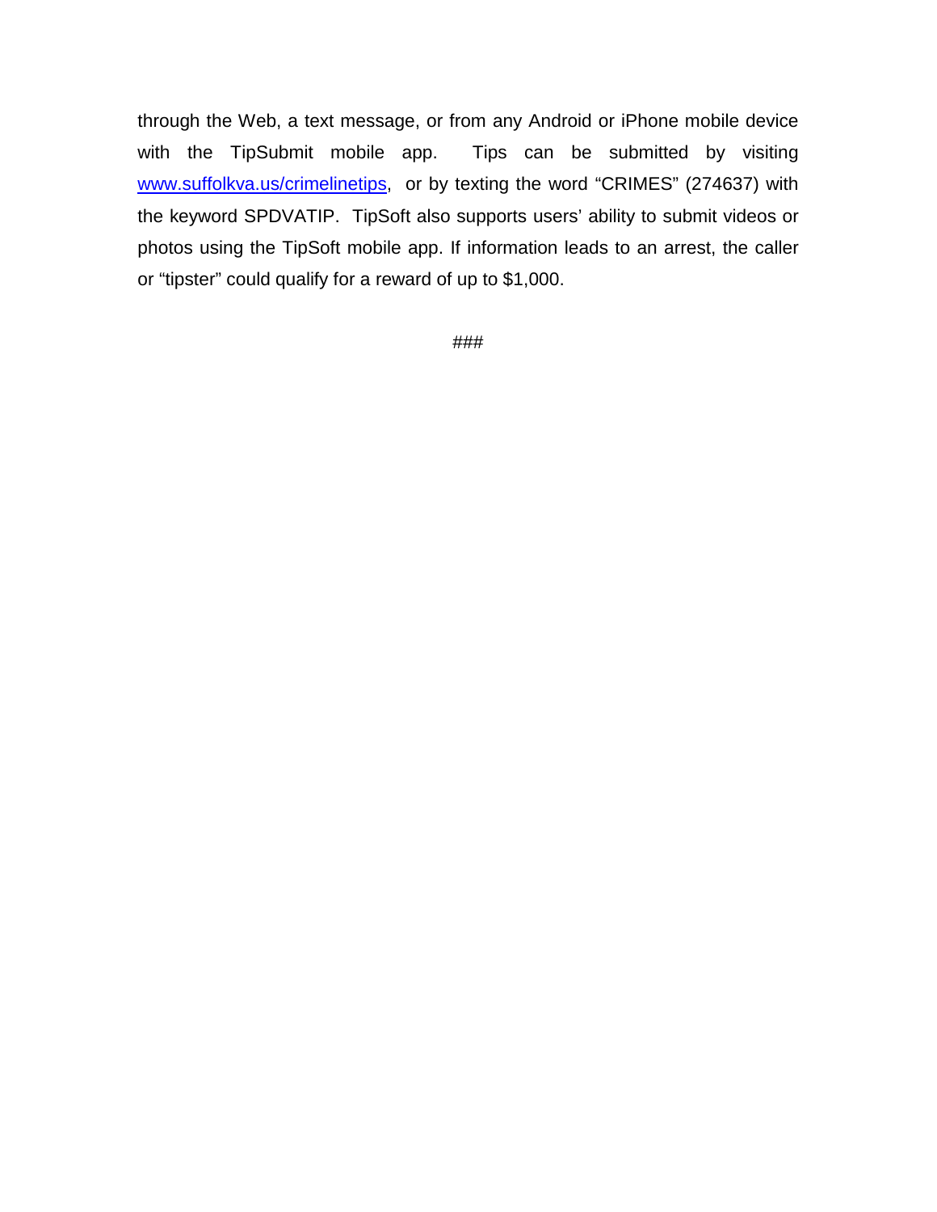through the Web, a text message, or from any Android or iPhone mobile device with the TipSubmit mobile app. Tips can be submitted by visiting [www.suffolkva.us/crimelinetips](www.suffolkva.us/crimelinetips), or by texting the word "CRIMES" (274637) with the keyword SPDVATIP. TipSoft also supports users' ability to submit videos or photos using the TipSoft mobile app. If information leads to an arrest, the caller or "tipster" could qualify for a reward of up to $1,000.

###